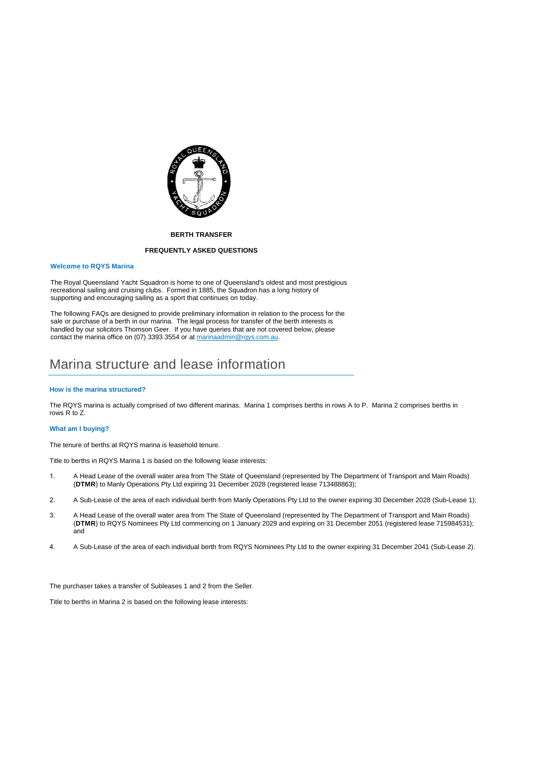**BERTH TRANSFER**

**FREQUENTLY ASKED QUESTIONS**

### Welcome to RQYS Marina

The Royal Queensland Yacht Squadron is home to one of Queensland's oldest and most prestigious recreational sailing and cruising clubs. Formed in 1885, the Squadron has a long history of supporting and encouraging sailing as a sport that continues on today.

The following FAQs are designed to provide preliminary information in relation to the process for the sale or purchase of a berth in our marina. The legal process for transfer of the berth interests is handled by our solicitors Thomson Geer. If you have queries that are not covered below, please contact the marina office on (07) 3393 3554 or at marinaadmin@rqys.com.au.

# Marina structure and lease information

### How is the marina structured?

The RQYS marina is actually comprised of two different marinas. Marina 1 comprises berths in rows A to P. Marina 2 comprises berths in rows R to Z.

### What am I buying?

The tenure of berths at RQYS marina is leasehold tenure.

Title to berths in RQYS Marina 1 is based on the following lease interests:

1. A Head Lease of the overall water area from The State of Queensland (represented by The Department of Transport and Main Roads) (**DTMR**) to Manly Operations Pty Ltd expiring 31 December 2028 (registered lease 713488863);
2. A Sub-Lease of the area of each individual berth from Manly Operations Pty Ltd to the owner expiring 30 December 2028 (Sub-Lease 1);
3. A Head Lease of the overall water area from The State of Queensland (represented by The Department of Transport and Main Roads) (**DTMR**) to RQYS Nominees Pty Ltd commencing on 1 January 2029 and expiring on 31 December 2051 (registered lease 715984531); and
4. A Sub-Lease of the area of each individual berth from RQYS Nominees Pty Ltd to the owner expiring 31 December 2041 (Sub-Lease 2).

The purchaser takes a transfer of Subleases 1 and 2 from the Seller.

Title to berths in Marina 2 is based on the following lease interests: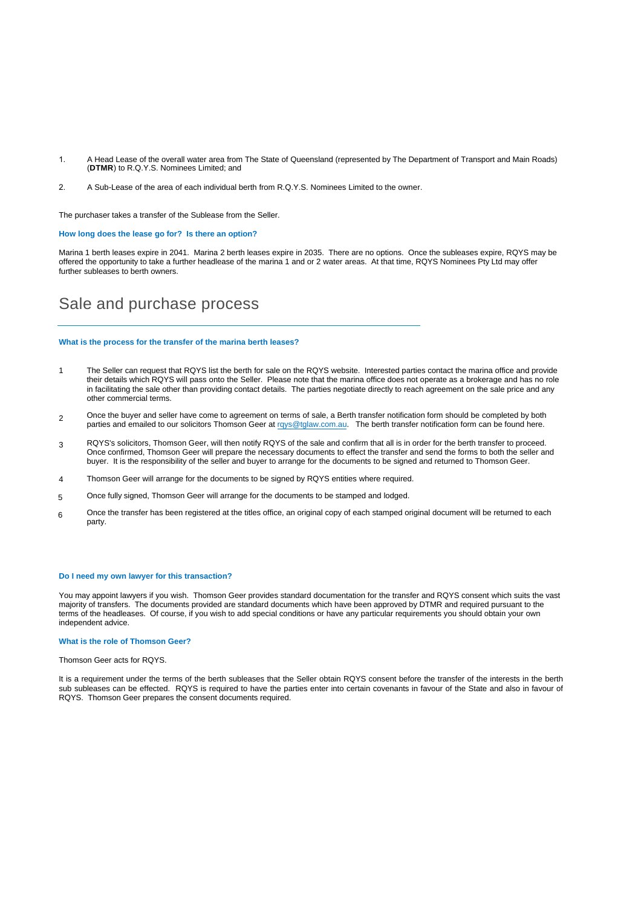1. A Head Lease of the overall water area from The State of Queensland (represented by The Department of Transport and Main Roads) (**DTMR**) to R.Q.Y.S. Nominees Limited; and

2. A Sub-Lease of the area of each individual berth from R.Q.Y.S. Nominees Limited to the owner.

The purchaser takes a transfer of the Sublease from the Seller.

### How long does the lease go for? Is there an option?

Marina 1 berth leases expire in 2041. Marina 2 berth leases expire in 2035. There are no options. Once the subleases expire, RQYS may be offered the opportunity to take a further headlease of the marina 1 and or 2 water areas. At that time, RQYS Nominees Pty Ltd may offer further subleases to berth owners.

## Sale and purchase process

### What is the process for the transfer of the marina berth leases?

1. The Seller can request that RQYS list the berth for sale on the RQYS website. Interested parties contact the marina office and provide their details which RQYS will pass onto the Seller. Please note that the marina office does not operate as a brokerage and has no role in facilitating the sale other than providing contact details. The parties negotiate directly to reach agreement on the sale price and any other commercial terms.

2. Once the buyer and seller have come to agreement on terms of sale, a Berth transfer notification form should be completed by both parties and emailed to our solicitors Thomson Geer at rqys@tglaw.com.au. The berth transfer notification form can be found here.

3. RQYS's solicitors, Thomson Geer, will then notify RQYS of the sale and confirm that all is in order for the berth transfer to proceed. Once confirmed, Thomson Geer will prepare the necessary documents to effect the transfer and send the forms to both the seller and buyer. It is the responsibility of the seller and buyer to arrange for the documents to be signed and returned to Thomson Geer.

4. Thomson Geer will arrange for the documents to be signed by RQYS entities where required.

5. Once fully signed, Thomson Geer will arrange for the documents to be stamped and lodged.

6. Once the transfer has been registered at the titles office, an original copy of each stamped original document will be returned to each party.

### Do I need my own lawyer for this transaction?

You may appoint lawyers if you wish. Thomson Geer provides standard documentation for the transfer and RQYS consent which suits the vast majority of transfers. The documents provided are standard documents which have been approved by DTMR and required pursuant to the terms of the headleases. Of course, if you wish to add special conditions or have any particular requirements you should obtain your own independent advice.

### What is the role of Thomson Geer?

Thomson Geer acts for RQYS.

It is a requirement under the terms of the berth subleases that the Seller obtain RQYS consent before the transfer of the interests in the berth sub subleases can be effected. RQYS is required to have the parties enter into certain covenants in favour of the State and also in favour of RQYS. Thomson Geer prepares the consent documents required.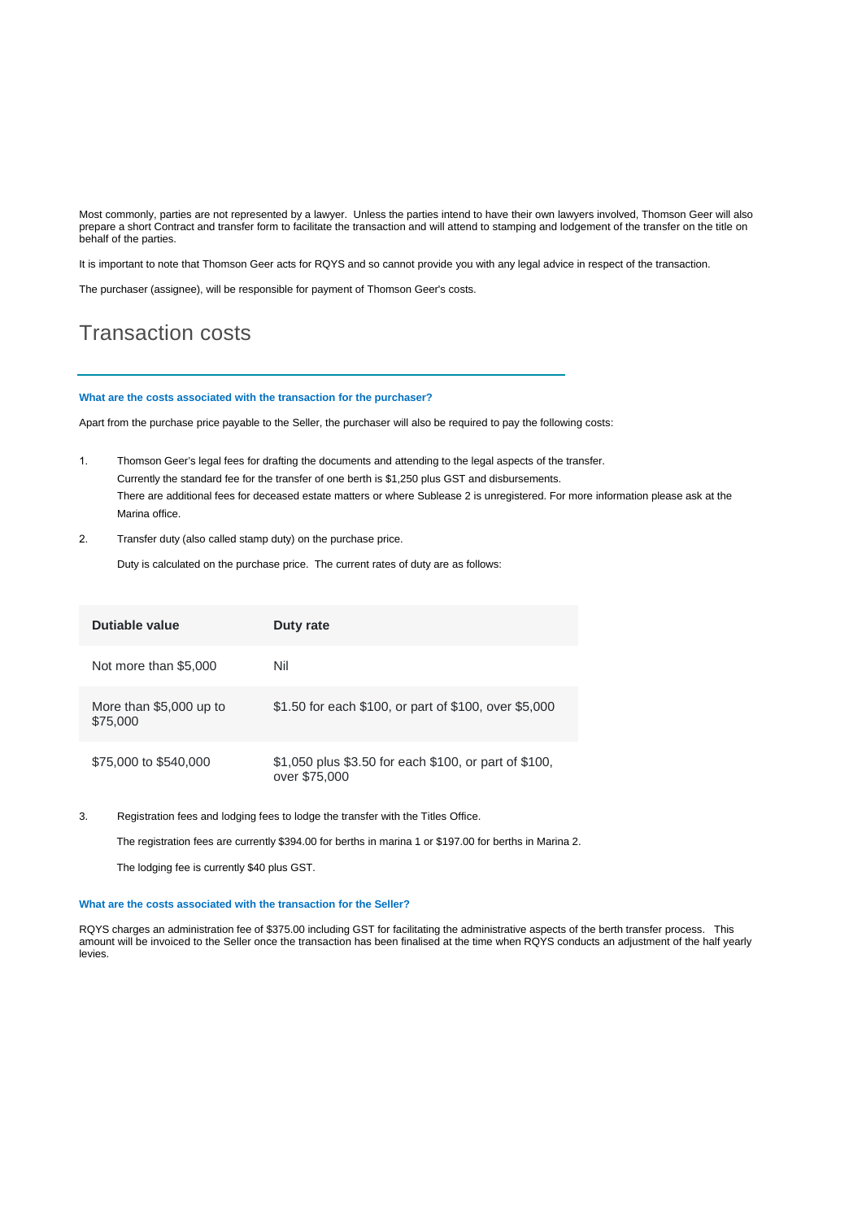Most commonly, parties are not represented by a lawyer. Unless the parties intend to have their own lawyers involved, Thomson Geer will also prepare a short Contract and transfer form to facilitate the transaction and will attend to stamping and lodgement of the transfer on the title on behalf of the parties.

It is important to note that Thomson Geer acts for RQYS and so cannot provide you with any legal advice in respect of the transaction.

The purchaser (assignee), will be responsible for payment of Thomson Geer's costs.

# Transaction costs

### What are the costs associated with the transaction for the purchaser?

Apart from the purchase price payable to the Seller, the purchaser will also be required to pay the following costs:

1. Thomson Geer's legal fees for drafting the documents and attending to the legal aspects of the transfer.
   Currently the standard fee for the transfer of one berth is $1,250 plus GST and disbursements.
   There are additional fees for deceased estate matters or where Sublease 2 is unregistered. For more information please ask at the Marina office.

2. Transfer duty (also called stamp duty) on the purchase price.

   Duty is calculated on the purchase price. The current rates of duty are as follows:

| Dutiable value | Duty rate |
|---|---|
| Not more than $5,000 | Nil |
| More than $5,000 up to $75,000 | $1.50 for each $100, or part of $100, over $5,000 |
| $75,000 to $540,000 | $1,050 plus $3.50 for each $100, or part of $100, over $75,000 |

3. Registration fees and lodging fees to lodge the transfer with the Titles Office.

   The registration fees are currently $394.00 for berths in marina 1 or $197.00 for berths in Marina 2.

   The lodging fee is currently $40 plus GST.

### What are the costs associated with the transaction for the Seller?

RQYS charges an administration fee of $375.00 including GST for facilitating the administrative aspects of the berth transfer process. This amount will be invoiced to the Seller once the transaction has been finalised at the time when RQYS conducts an adjustment of the half yearly levies.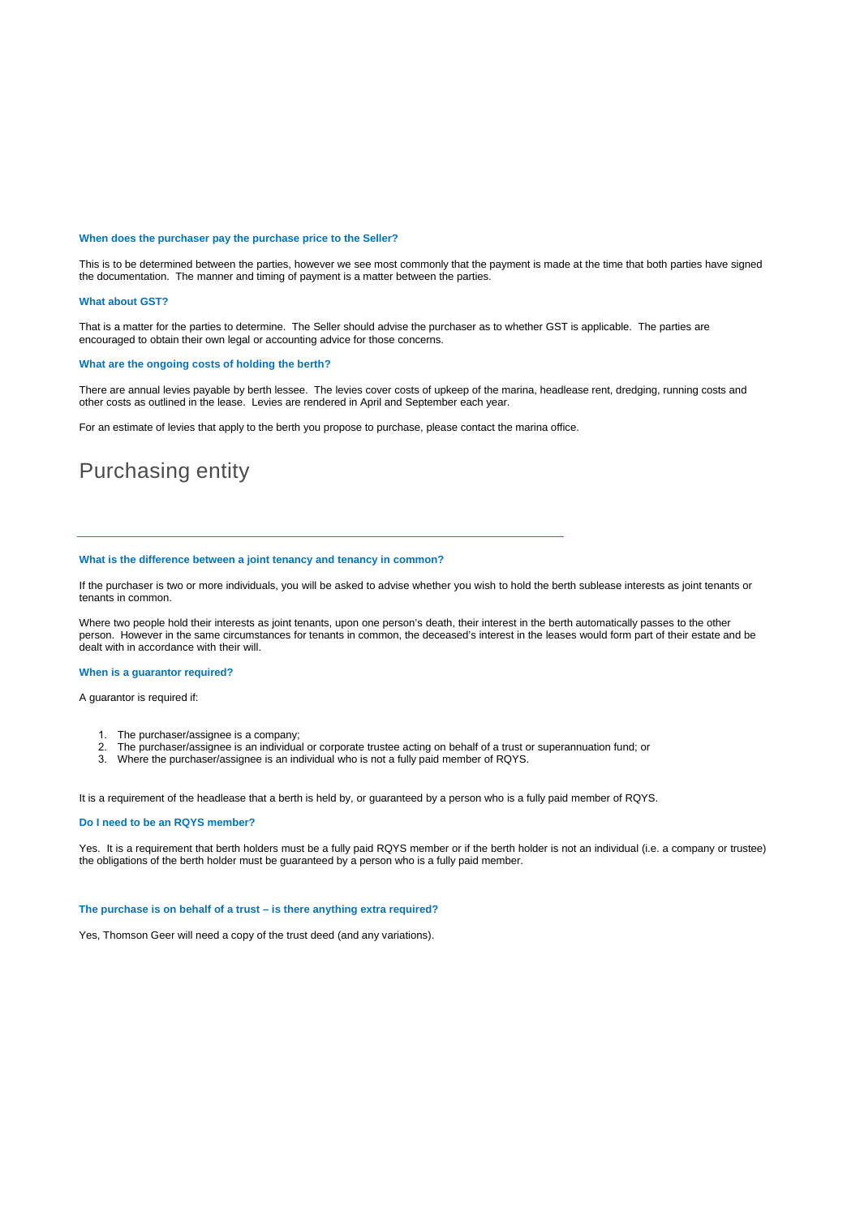### When does the purchaser pay the purchase price to the Seller?

This is to be determined between the parties, however we see most commonly that the payment is made at the time that both parties have signed the documentation. The manner and timing of payment is a matter between the parties.

### What about GST?

That is a matter for the parties to determine. The Seller should advise the purchaser as to whether GST is applicable. The parties are encouraged to obtain their own legal or accounting advice for those concerns.

### What are the ongoing costs of holding the berth?

There are annual levies payable by berth lessee. The levies cover costs of upkeep of the marina, headlease rent, dredging, running costs and other costs as outlined in the lease. Levies are rendered in April and September each year.

For an estimate of levies that apply to the berth you propose to purchase, please contact the marina office.

## Purchasing entity

---

### What is the difference between a joint tenancy and tenancy in common?

If the purchaser is two or more individuals, you will be asked to advise whether you wish to hold the berth sublease interests as joint tenants or tenants in common.

Where two people hold their interests as joint tenants, upon one person's death, their interest in the berth automatically passes to the other person. However in the same circumstances for tenants in common, the deceased's interest in the leases would form part of their estate and be dealt with in accordance with their will.

### When is a guarantor required?

A guarantor is required if:

1. The purchaser/assignee is a company;
2. The purchaser/assignee is an individual or corporate trustee acting on behalf of a trust or superannuation fund; or
3. Where the purchaser/assignee is an individual who is not a fully paid member of RQYS.

It is a requirement of the headlease that a berth is held by, or guaranteed by a person who is a fully paid member of RQYS.

### Do I need to be an RQYS member?

Yes. It is a requirement that berth holders must be a fully paid RQYS member or if the berth holder is not an individual (i.e. a company or trustee) the obligations of the berth holder must be guaranteed by a person who is a fully paid member.

### The purchase is on behalf of a trust – is there anything extra required?

Yes, Thomson Geer will need a copy of the trust deed (and any variations).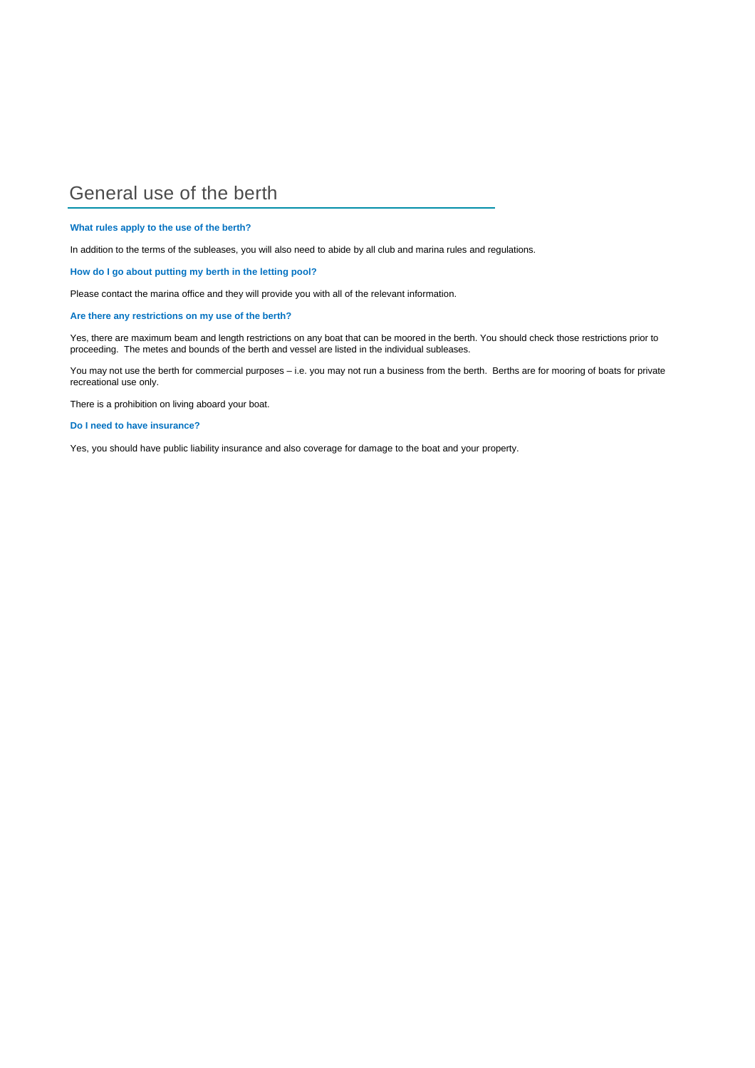# General use of the berth

**What rules apply to the use of the berth?**

In addition to the terms of the subleases, you will also need to abide by all club and marina rules and regulations.

**How do I go about putting my berth in the letting pool?**

Please contact the marina office and they will provide you with all of the relevant information.

**Are there any restrictions on my use of the berth?**

Yes, there are maximum beam and length restrictions on any boat that can be moored in the berth. You should check those restrictions prior to proceeding. The metes and bounds of the berth and vessel are listed in the individual subleases.

You may not use the berth for commercial purposes – i.e. you may not run a business from the berth. Berths are for mooring of boats for private recreational use only.

There is a prohibition on living aboard your boat.

**Do I need to have insurance?**

Yes, you should have public liability insurance and also coverage for damage to the boat and your property.